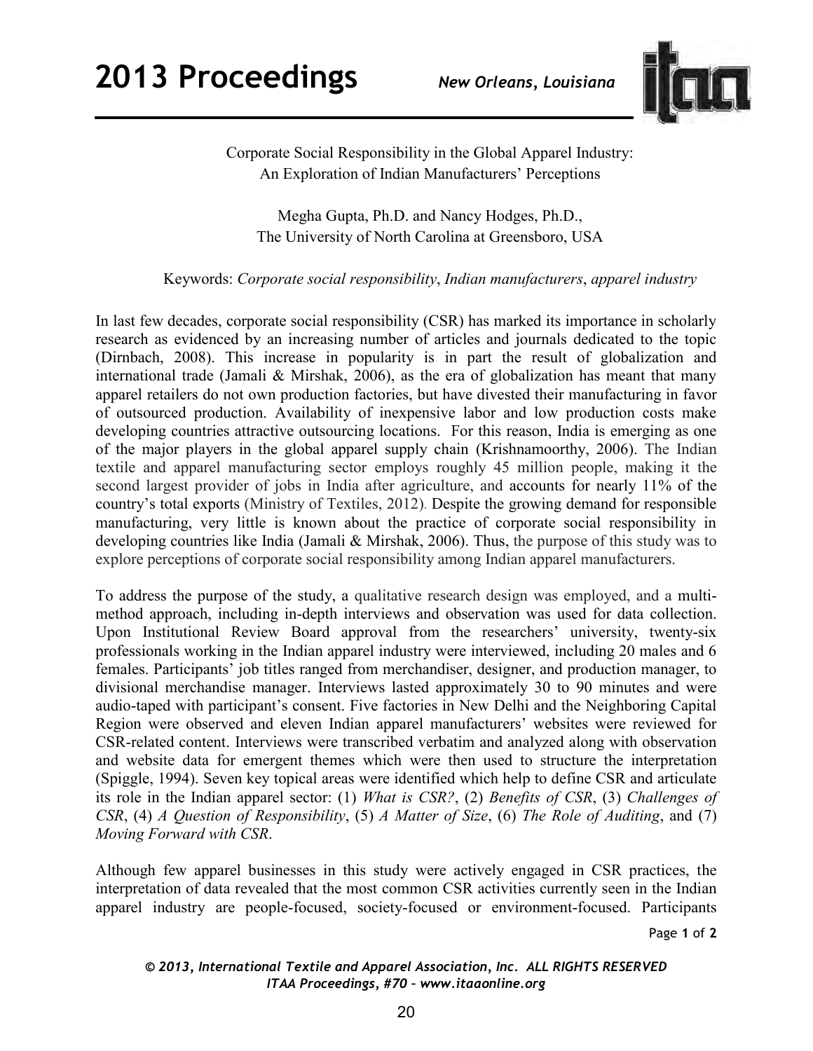Corporate Social Responsibility in the Global Apparel Industry:
An Exploration of Indian Manufacturers' Perceptions

Megha Gupta, Ph.D. and Nancy Hodges, Ph.D.,
The University of North Carolina at Greensboro, USA

Keywords: *Corporate social responsibility*, *Indian manufacturers*, *apparel industry*

In last few decades, corporate social responsibility (CSR) has marked its importance in scholarly research as evidenced by an increasing number of articles and journals dedicated to the topic (Dirnbach, 2008). This increase in popularity is in part the result of globalization and international trade (Jamali & Mirshak, 2006), as the era of globalization has meant that many apparel retailers do not own production factories, but have divested their manufacturing in favor of outsourced production. Availability of inexpensive labor and low production costs make developing countries attractive outsourcing locations. For this reason, India is emerging as one of the major players in the global apparel supply chain (Krishnamoorthy, 2006). The Indian textile and apparel manufacturing sector employs roughly 45 million people, making it the second largest provider of jobs in India after agriculture, and accounts for nearly 11% of the country's total exports (Ministry of Textiles, 2012). Despite the growing demand for responsible manufacturing, very little is known about the practice of corporate social responsibility in developing countries like India (Jamali & Mirshak, 2006). Thus, the purpose of this study was to explore perceptions of corporate social responsibility among Indian apparel manufacturers.

To address the purpose of the study, a qualitative research design was employed, and a multi-method approach, including in-depth interviews and observation was used for data collection. Upon Institutional Review Board approval from the researchers' university, twenty-six professionals working in the Indian apparel industry were interviewed, including 20 males and 6 females. Participants' job titles ranged from merchandiser, designer, and production manager, to divisional merchandise manager. Interviews lasted approximately 30 to 90 minutes and were audio-taped with participant's consent. Five factories in New Delhi and the Neighboring Capital Region were observed and eleven Indian apparel manufacturers' websites were reviewed for CSR-related content. Interviews were transcribed verbatim and analyzed along with observation and website data for emergent themes which were then used to structure the interpretation (Spiggle, 1994). Seven key topical areas were identified which help to define CSR and articulate its role in the Indian apparel sector: (1) *What is CSR?*, (2) *Benefits of CSR*, (3) *Challenges of CSR*, (4) *A Question of Responsibility*, (5) *A Matter of Size*, (6) *The Role of Auditing*, and (7) *Moving Forward with CSR*.

Although few apparel businesses in this study were actively engaged in CSR practices, the interpretation of data revealed that the most common CSR activities currently seen in the Indian apparel industry are people-focused, society-focused or environment-focused. Participants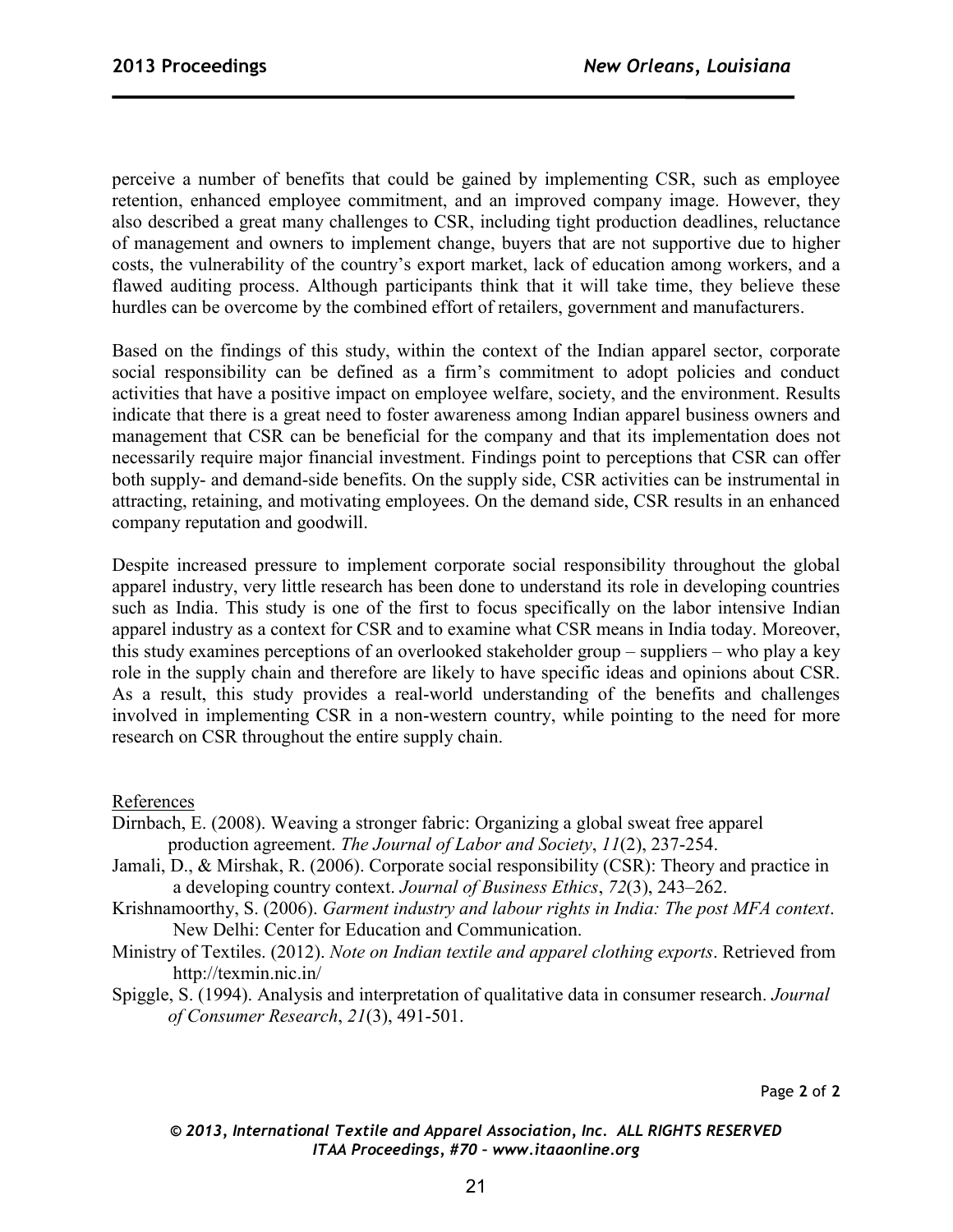perceive a number of benefits that could be gained by implementing CSR, such as employee retention, enhanced employee commitment, and an improved company image. However, they also described a great many challenges to CSR, including tight production deadlines, reluctance of management and owners to implement change, buyers that are not supportive due to higher costs, the vulnerability of the country's export market, lack of education among workers, and a flawed auditing process. Although participants think that it will take time, they believe these hurdles can be overcome by the combined effort of retailers, government and manufacturers.

Based on the findings of this study, within the context of the Indian apparel sector, corporate social responsibility can be defined as a firm's commitment to adopt policies and conduct activities that have a positive impact on employee welfare, society, and the environment. Results indicate that there is a great need to foster awareness among Indian apparel business owners and management that CSR can be beneficial for the company and that its implementation does not necessarily require major financial investment. Findings point to perceptions that CSR can offer both supply- and demand-side benefits. On the supply side, CSR activities can be instrumental in attracting, retaining, and motivating employees. On the demand side, CSR results in an enhanced company reputation and goodwill.

Despite increased pressure to implement corporate social responsibility throughout the global apparel industry, very little research has been done to understand its role in developing countries such as India. This study is one of the first to focus specifically on the labor intensive Indian apparel industry as a context for CSR and to examine what CSR means in India today. Moreover, this study examines perceptions of an overlooked stakeholder group – suppliers – who play a key role in the supply chain and therefore are likely to have specific ideas and opinions about CSR. As a result, this study provides a real-world understanding of the benefits and challenges involved in implementing CSR in a non-western country, while pointing to the need for more research on CSR throughout the entire supply chain.

References

Dirnbach, E. (2008). Weaving a stronger fabric: Organizing a global sweat free apparel production agreement. *The Journal of Labor and Society*, *11*(2), 237-254.

Jamali, D., & Mirshak, R. (2006). Corporate social responsibility (CSR): Theory and practice in a developing country context. *Journal of Business Ethics*, *72*(3), 243–262.

Krishnamoorthy, S. (2006). *Garment industry and labour rights in India: The post MFA context*. New Delhi: Center for Education and Communication.

Ministry of Textiles. (2012). *Note on Indian textile and apparel clothing exports*. Retrieved from http://texmin.nic.in/

Spiggle, S. (1994). Analysis and interpretation of qualitative data in consumer research. *Journal of Consumer Research*, *21*(3), 491-501.

*© 2013, International Textile and Apparel Association, Inc. ALL RIGHTS RESERVED*
*ITAA Proceedings, #70 – www.itaaonline.org*